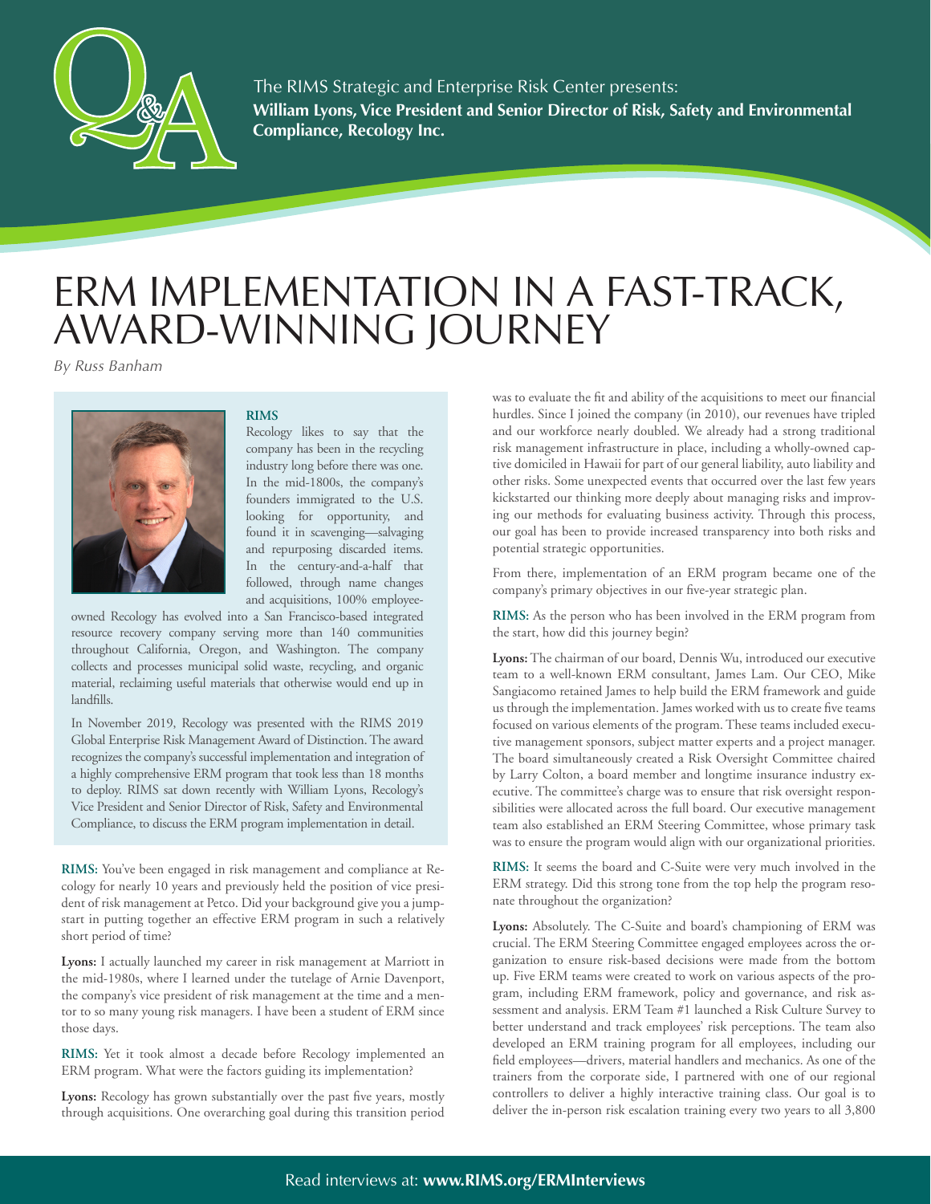The RIMS Strategic and Enterprise Risk Center presents:
**William Lyons, Vice President and Senior Director of Risk, Safety and Environmental Compliance, Recology Inc.**

# ERM IMPLEMENTATION IN A FAST-TRACK, AWARD-WINNING JOURNEY

*By Russ Banham*

**RIMS**

Recology likes to say that the company has been in the recycling industry long before there was one. In the mid-1800s, the company's founders immigrated to the U.S. looking for opportunity, and found it in scavenging—salvaging and repurposing discarded items. In the century-and-a-half that followed, through name changes and acquisitions, 100% employee-owned Recology has evolved into a San Francisco-based integrated resource recovery company serving more than 140 communities throughout California, Oregon, and Washington. The company collects and processes municipal solid waste, recycling, and organic material, reclaiming useful materials that otherwise would end up in landfills.

In November 2019, Recology was presented with the RIMS 2019 Global Enterprise Risk Management Award of Distinction. The award recognizes the company's successful implementation and integration of a highly comprehensive ERM program that took less than 18 months to deploy. RIMS sat down recently with William Lyons, Recology's Vice President and Senior Director of Risk, Safety and Environmental Compliance, to discuss the ERM program implementation in detail.

**RIMS:** You've been engaged in risk management and compliance at Recology for nearly 10 years and previously held the position of vice president of risk management at Petco. Did your background give you a jumpstart in putting together an effective ERM program in such a relatively short period of time?

**Lyons:** I actually launched my career in risk management at Marriott in the mid-1980s, where I learned under the tutelage of Arnie Davenport, the company's vice president of risk management at the time and a mentor to so many young risk managers. I have been a student of ERM since those days.

**RIMS:** Yet it took almost a decade before Recology implemented an ERM program. What were the factors guiding its implementation?

**Lyons:** Recology has grown substantially over the past five years, mostly through acquisitions. One overarching goal during this transition period was to evaluate the fit and ability of the acquisitions to meet our financial hurdles. Since I joined the company (in 2010), our revenues have tripled and our workforce nearly doubled. We already had a strong traditional risk management infrastructure in place, including a wholly-owned captive domiciled in Hawaii for part of our general liability, auto liability and other risks. Some unexpected events that occurred over the last few years kickstarted our thinking more deeply about managing risks and improving our methods for evaluating business activity. Through this process, our goal has been to provide increased transparency into both risks and potential strategic opportunities.

From there, implementation of an ERM program became one of the company's primary objectives in our five-year strategic plan.

**RIMS:** As the person who has been involved in the ERM program from the start, how did this journey begin?

**Lyons:** The chairman of our board, Dennis Wu, introduced our executive team to a well-known ERM consultant, James Lam. Our CEO, Mike Sangiacomo retained James to help build the ERM framework and guide us through the implementation. James worked with us to create five teams focused on various elements of the program. These teams included executive management sponsors, subject matter experts and a project manager. The board simultaneously created a Risk Oversight Committee chaired by Larry Colton, a board member and longtime insurance industry executive. The committee's charge was to ensure that risk oversight responsibilities were allocated across the full board. Our executive management team also established an ERM Steering Committee, whose primary task was to ensure the program would align with our organizational priorities.

**RIMS:** It seems the board and C-Suite were very much involved in the ERM strategy. Did this strong tone from the top help the program resonate throughout the organization?

**Lyons:** Absolutely. The C-Suite and board's championing of ERM was crucial. The ERM Steering Committee engaged employees across the organization to ensure risk-based decisions were made from the bottom up. Five ERM teams were created to work on various aspects of the program, including ERM framework, policy and governance, and risk assessment and analysis. ERM Team #1 launched a Risk Culture Survey to better understand and track employees' risk perceptions. The team also developed an ERM training program for all employees, including our field employees—drivers, material handlers and mechanics. As one of the trainers from the corporate side, I partnered with one of our regional controllers to deliver a highly interactive training class. Our goal is to deliver the in-person risk escalation training every two years to all 3,800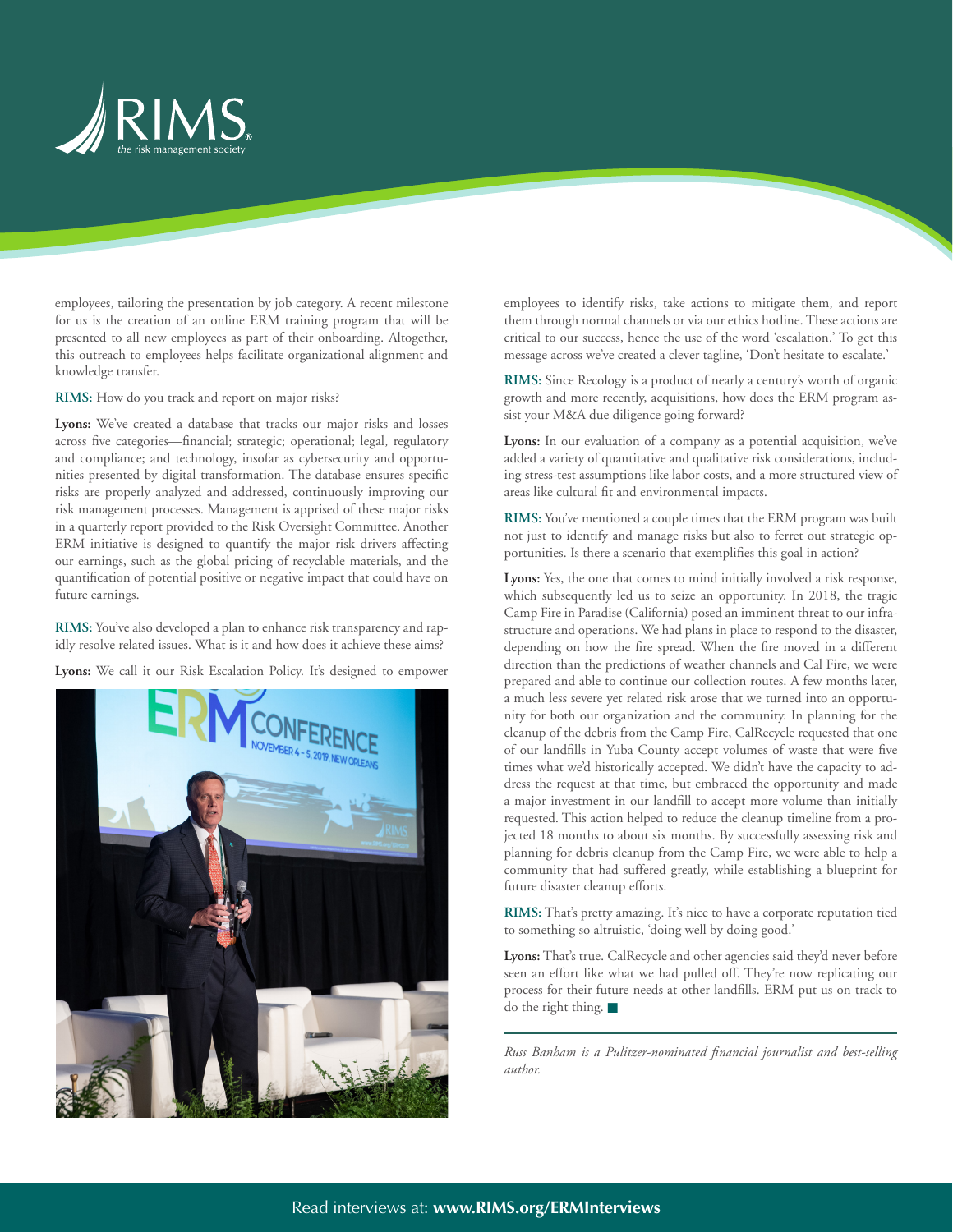employees, tailoring the presentation by job category. A recent milestone for us is the creation of an online ERM training program that will be presented to all new employees as part of their onboarding. Altogether, this outreach to employees helps facilitate organizational alignment and knowledge transfer.

**RIMS:** How do you track and report on major risks?

**Lyons:** We've created a database that tracks our major risks and losses across five categories—financial; strategic; operational; legal, regulatory and compliance; and technology, insofar as cybersecurity and opportunities presented by digital transformation. The database ensures specific risks are properly analyzed and addressed, continuously improving our risk management processes. Management is apprised of these major risks in a quarterly report provided to the Risk Oversight Committee. Another ERM initiative is designed to quantify the major risk drivers affecting our earnings, such as the global pricing of recyclable materials, and the quantification of potential positive or negative impact that could have on future earnings.

**RIMS:** You've also developed a plan to enhance risk transparency and rapidly resolve related issues. What is it and how does it achieve these aims?

**Lyons:** We call it our Risk Escalation Policy. It's designed to empower employees to identify risks, take actions to mitigate them, and report them through normal channels or via our ethics hotline. These actions are critical to our success, hence the use of the word 'escalation.' To get this message across we've created a clever tagline, 'Don't hesitate to escalate.'

**RIMS:** Since Recology is a product of nearly a century's worth of organic growth and more recently, acquisitions, how does the ERM program assist your M&A due diligence going forward?

**Lyons:** In our evaluation of a company as a potential acquisition, we've added a variety of quantitative and qualitative risk considerations, including stress-test assumptions like labor costs, and a more structured view of areas like cultural fit and environmental impacts.

**RIMS:** You've mentioned a couple times that the ERM program was built not just to identify and manage risks but also to ferret out strategic opportunities. Is there a scenario that exemplifies this goal in action?

**Lyons:** Yes, the one that comes to mind initially involved a risk response, which subsequently led us to seize an opportunity. In 2018, the tragic Camp Fire in Paradise (California) posed an imminent threat to our infrastructure and operations. We had plans in place to respond to the disaster, depending on how the fire spread. When the fire moved in a different direction than the predictions of weather channels and Cal Fire, we were prepared and able to continue our collection routes. A few months later, a much less severe yet related risk arose that we turned into an opportunity for both our organization and the community. In planning for the cleanup of the debris from the Camp Fire, CalRecycle requested that one of our landfills in Yuba County accept volumes of waste that were five times what we'd historically accepted. We didn't have the capacity to address the request at that time, but embraced the opportunity and made a major investment in our landfill to accept more volume than initially requested. This action helped to reduce the cleanup timeline from a projected 18 months to about six months. By successfully assessing risk and planning for debris cleanup from the Camp Fire, we were able to help a community that had suffered greatly, while establishing a blueprint for future disaster cleanup efforts.

**RIMS:** That's pretty amazing. It's nice to have a corporate reputation tied to something so altruistic, 'doing well by doing good.'

**Lyons:** That's true. CalRecycle and other agencies said they'd never before seen an effort like what we had pulled off. They're now replicating our process for their future needs at other landfills. ERM put us on track to do the right thing. ■

*Russ Banham is a Pulitzer-nominated financial journalist and best-selling author.*

Read interviews at: **www.RIMS.org/ERMInterviews**